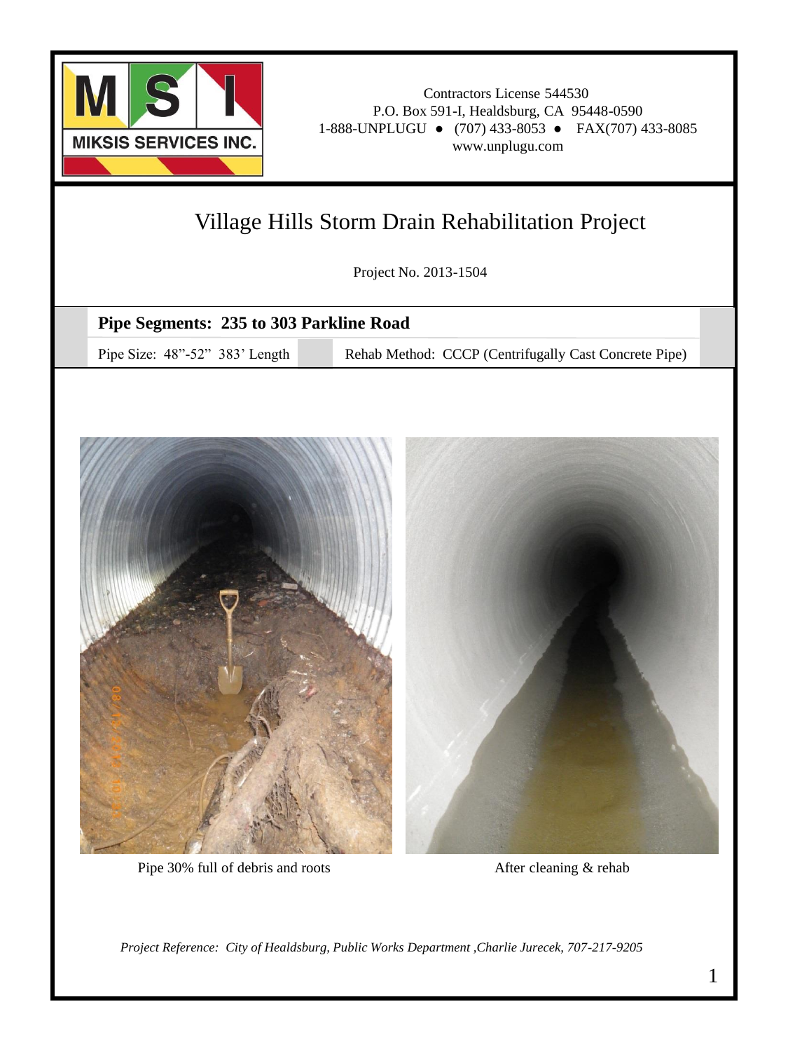MIKSIS SERVICES INC.

Contractors License 544530
P.O. Box 591-I, Healdsburg, CA 95448-0590
1-888-UNPLUGU ● (707) 433-8053 ● FAX(707) 433-8085
www.unplugu.com

# Village Hills Storm Drain Rehabilitation Project

Project No. 2013-1504

**Pipe Segments: 235 to 303 Parkline Road**

Pipe Size: 48"-52" 383' Length | Rehab Method: CCCP (Centrifugally Cast Concrete Pipe)

Pipe 30% full of debris and roots

After cleaning & rehab

*Project Reference: City of Healdsburg, Public Works Department ,Charlie Jurecek, 707-217-9205*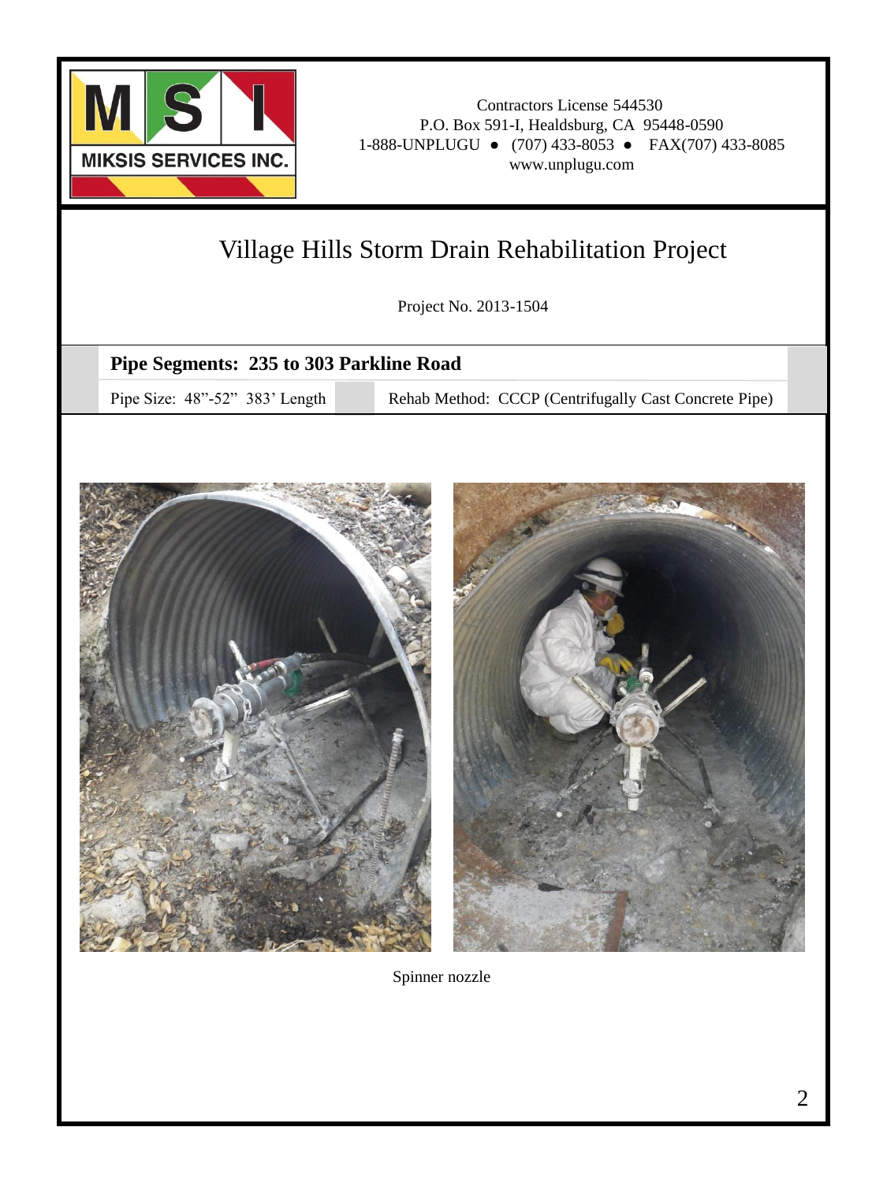MIKSIS SERVICES INC.

Contractors License 544530
P.O. Box 591-I, Healdsburg, CA 95448-0590
1-888-UNPLUGU ● (707) 433-8053 ● FAX(707) 433-8085
www.unplugu.com

# Village Hills Storm Drain Rehabilitation Project

Project No. 2013-1504

**Pipe Segments: 235 to 303 Parkline Road**

Pipe Size: 48"-52" 383' Length

Rehab Method: CCCP (Centrifugally Cast Concrete Pipe)

Spinner nozzle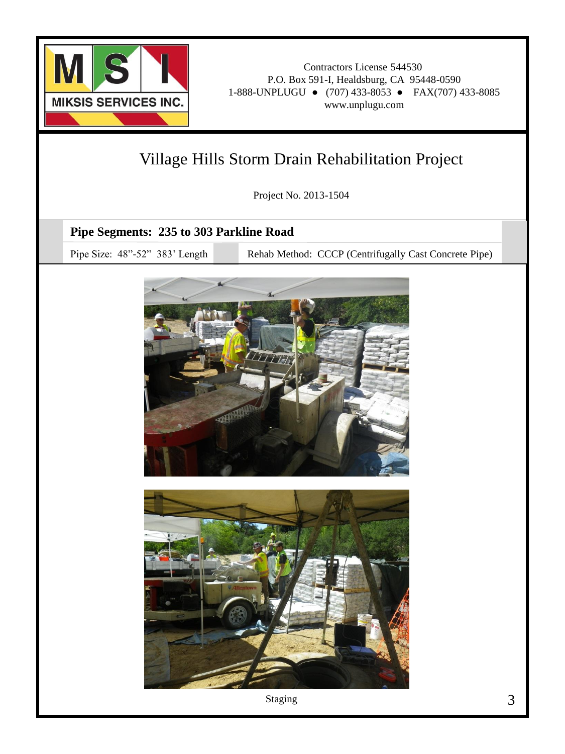MIKSIS SERVICES INC.

Contractors License 544530
P.O. Box 591-I, Healdsburg, CA 95448-0590
1-888-UNPLUGU ● (707) 433-8053 ● FAX(707) 433-8085
www.unplugu.com

# Village Hills Storm Drain Rehabilitation Project

Project No. 2013-1504

**Pipe Segments: 235 to 303 Parkline Road**

Pipe Size: 48"-52" 383' Length | Rehab Method: CCCP (Centrifugally Cast Concrete Pipe)

Staging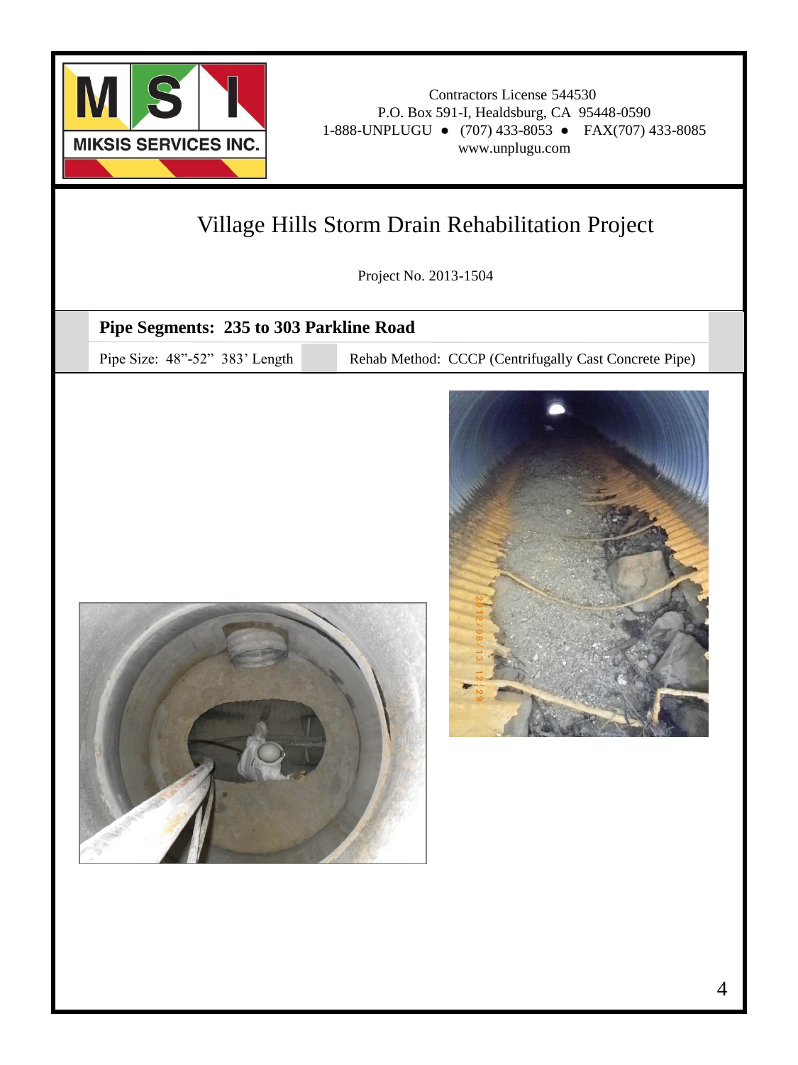MIKSIS SERVICES INC.

Contractors License 544530
P.O. Box 591-I, Healdsburg, CA 95448-0590
1-888-UNPLUGU ● (707) 433-8053 ● FAX(707) 433-8085
www.unplugu.com

# Village Hills Storm Drain Rehabilitation Project

Project No. 2013-1504

**Pipe Segments: 235 to 303 Parkline Road**

Pipe Size: 48"-52" 383' Length

Rehab Method: CCCP (Centrifugally Cast Concrete Pipe)